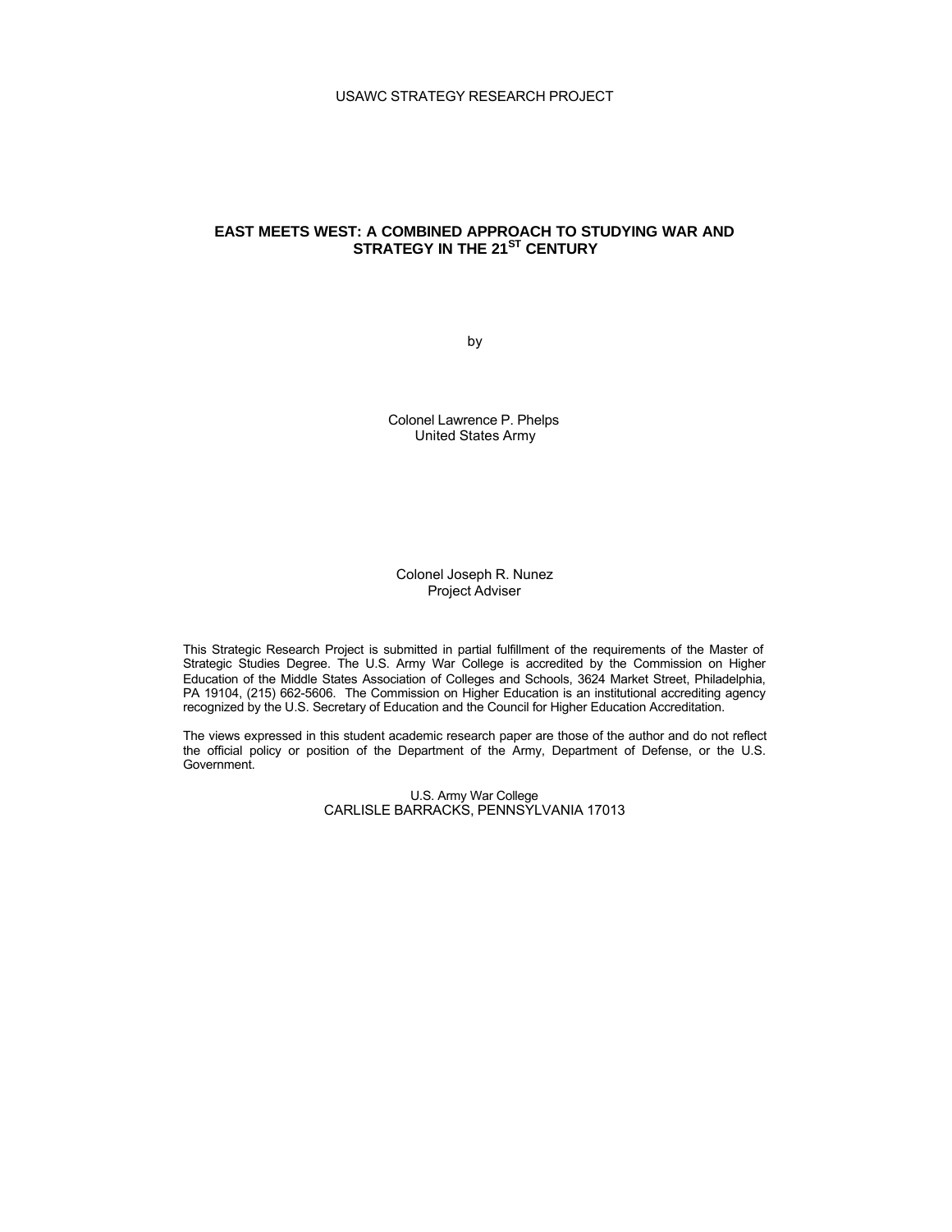USAWC STRATEGY RESEARCH PROJECT

# EAST MEETS WEST: A COMBINED APPROACH TO STUDYING WAR AND STRATEGY IN THE 21ST CENTURY

by

Colonel Lawrence P. Phelps
United States Army

Colonel Joseph R. Nunez
Project Adviser

This Strategic Research Project is submitted in partial fulfillment of the requirements of the Master of Strategic Studies Degree. The U.S. Army War College is accredited by the Commission on Higher Education of the Middle States Association of Colleges and Schools, 3624 Market Street, Philadelphia, PA 19104, (215) 662-5606. The Commission on Higher Education is an institutional accrediting agency recognized by the U.S. Secretary of Education and the Council for Higher Education Accreditation.

The views expressed in this student academic research paper are those of the author and do not reflect the official policy or position of the Department of the Army, Department of Defense, or the U.S. Government.

U.S. Army War College
CARLISLE BARRACKS, PENNSYLVANIA 17013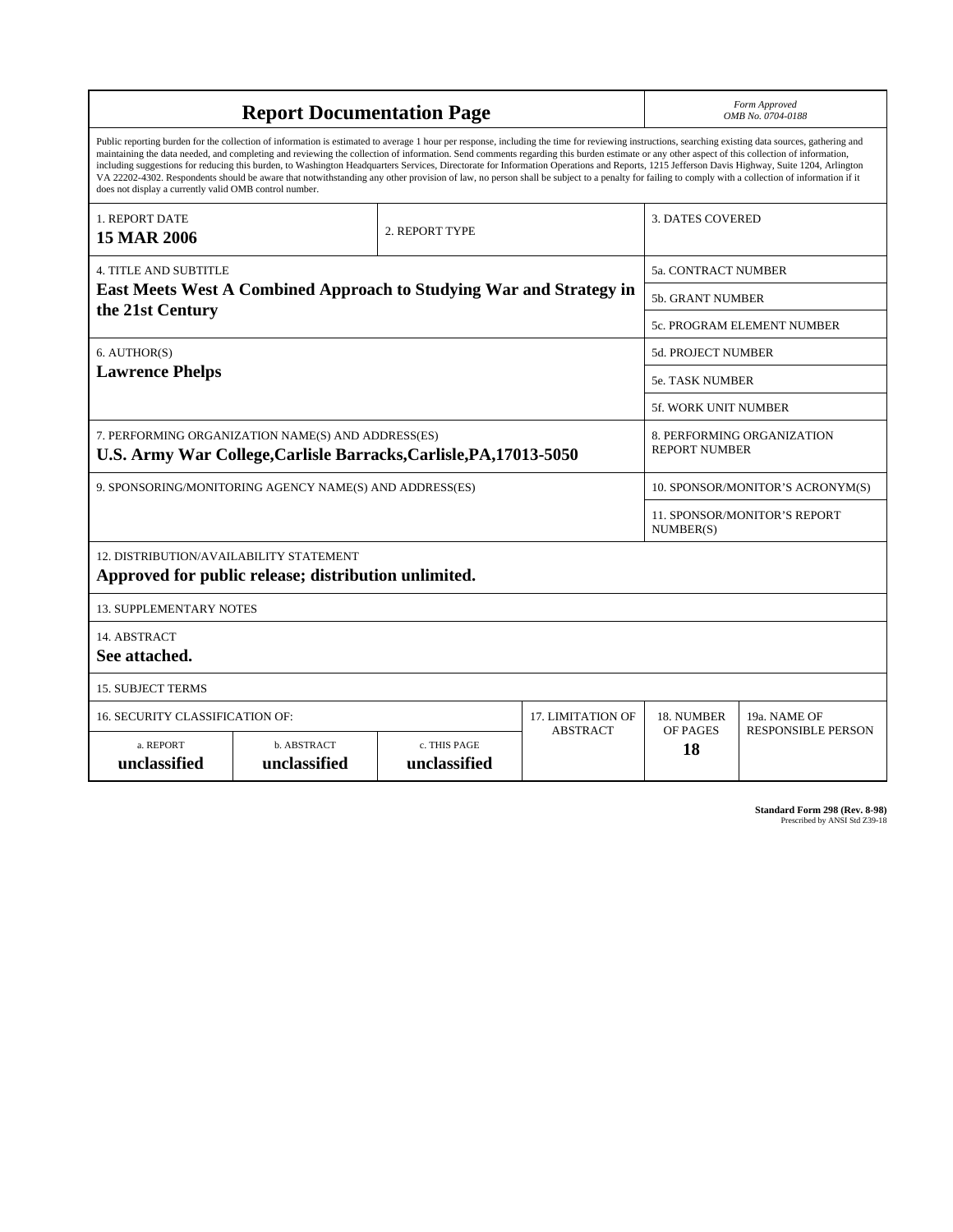# Report Documentation Page

*Form Approved*
*OMB No. 0704-0188*

Public reporting burden for the collection of information is estimated to average 1 hour per response, including the time for reviewing instructions, searching existing data sources, gathering and maintaining the data needed, and completing and reviewing the collection of information. Send comments regarding this burden estimate or any other aspect of this collection of information, including suggestions for reducing this burden, to Washington Headquarters Services, Directorate for Information Operations and Reports, 1215 Jefferson Davis Highway, Suite 1204, Arlington VA 22202-4302. Respondents should be aware that notwithstanding any other provision of law, no person shall be subject to a penalty for failing to comply with a collection of information if it does not display a currently valid OMB control number.

| | | | | |
|---|---|---|---|---|
| 1. REPORT DATE **15 MAR 2006** | | 2. REPORT TYPE | 3. DATES COVERED | |
| 4. TITLE AND SUBTITLE **East Meets West A Combined Approach to Studying War and Strategy in the 21st Century** | | | 5a. CONTRACT NUMBER | |
| | | | 5b. GRANT NUMBER | |
| | | | 5c. PROGRAM ELEMENT NUMBER | |
| 6. AUTHOR(S) **Lawrence Phelps** | | | 5d. PROJECT NUMBER | |
| | | | 5e. TASK NUMBER | |
| | | | 5f. WORK UNIT NUMBER | |
| 7. PERFORMING ORGANIZATION NAME(S) AND ADDRESS(ES) **U.S. Army War College,Carlisle Barracks,Carlisle,PA,17013-5050** | | | 8. PERFORMING ORGANIZATION REPORT NUMBER | |
| 9. SPONSORING/MONITORING AGENCY NAME(S) AND ADDRESS(ES) | | | 10. SPONSOR/MONITOR'S ACRONYM(S) | |
| | | | 11. SPONSOR/MONITOR'S REPORT NUMBER(S) | |
| 12. DISTRIBUTION/AVAILABILITY STATEMENT **Approved for public release; distribution unlimited.** | | | | |
| 13. SUPPLEMENTARY NOTES | | | | |
| 14. ABSTRACT **See attached.** | | | | |
| 15. SUBJECT TERMS | | | | |
| 16. SECURITY CLASSIFICATION OF: | | | 17. LIMITATION OF ABSTRACT | 18. NUMBER OF PAGES **18** | 19a. NAME OF RESPONSIBLE PERSON |
| a. REPORT **unclassified** | b. ABSTRACT **unclassified** | c. THIS PAGE **unclassified** | | | |

**Standard Form 298 (Rev. 8-98)**
Prescribed by ANSI Std Z39-18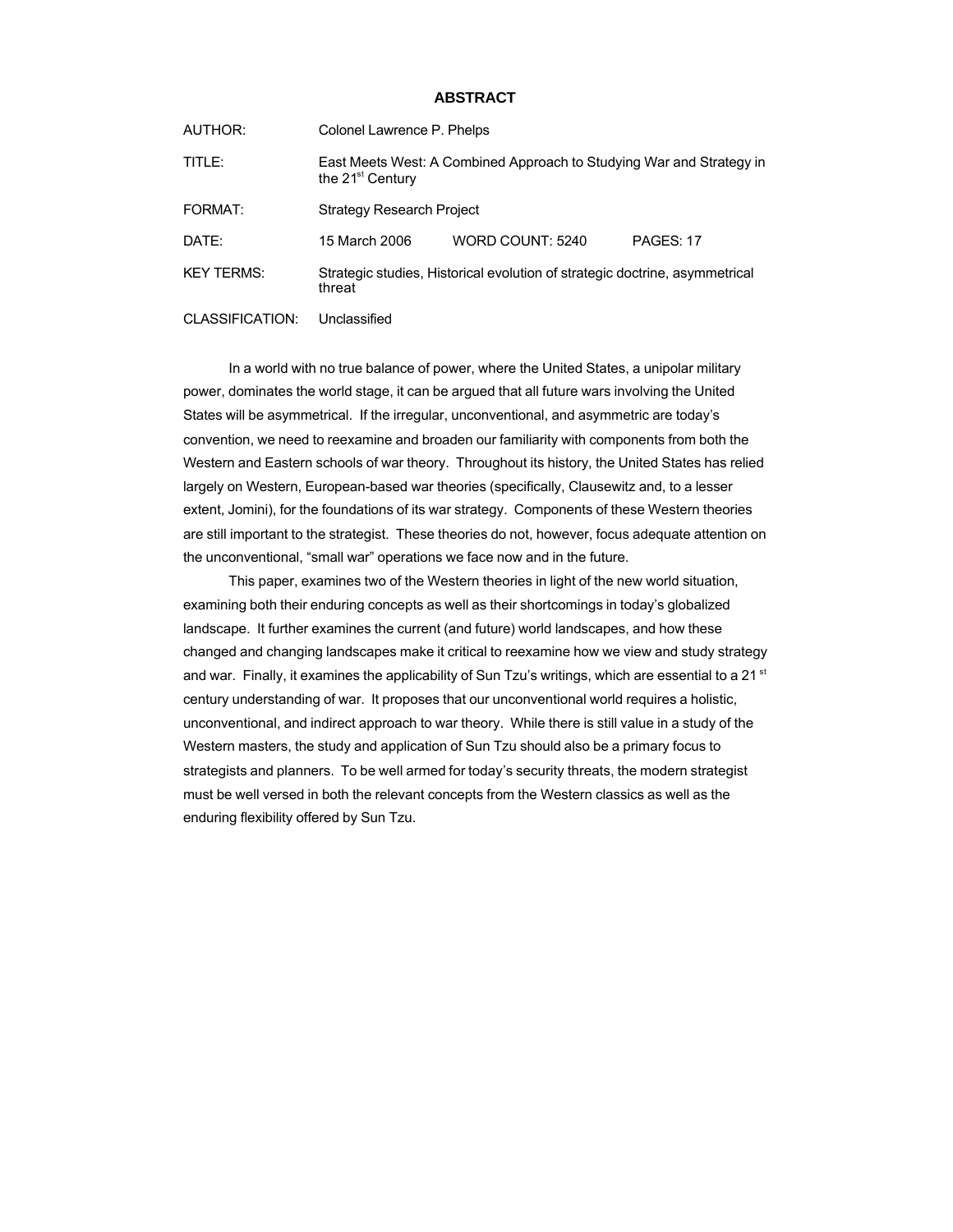# ABSTRACT

AUTHOR: Colonel Lawrence P. Phelps

TITLE: East Meets West: A Combined Approach to Studying War and Strategy in the 21st Century

FORMAT: Strategy Research Project

DATE: 15 March 2006 WORD COUNT: 5240 PAGES: 17

KEY TERMS: Strategic studies, Historical evolution of strategic doctrine, asymmetrical threat

CLASSIFICATION: Unclassified

In a world with no true balance of power, where the United States, a unipolar military power, dominates the world stage, it can be argued that all future wars involving the United States will be asymmetrical. If the irregular, unconventional, and asymmetric are today's convention, we need to reexamine and broaden our familiarity with components from both the Western and Eastern schools of war theory. Throughout its history, the United States has relied largely on Western, European-based war theories (specifically, Clausewitz and, to a lesser extent, Jomini), for the foundations of its war strategy. Components of these Western theories are still important to the strategist. These theories do not, however, focus adequate attention on the unconventional, "small war" operations we face now and in the future.

This paper, examines two of the Western theories in light of the new world situation, examining both their enduring concepts as well as their shortcomings in today's globalized landscape. It further examines the current (and future) world landscapes, and how these changed and changing landscapes make it critical to reexamine how we view and study strategy and war. Finally, it examines the applicability of Sun Tzu's writings, which are essential to a 21st century understanding of war. It proposes that our unconventional world requires a holistic, unconventional, and indirect approach to war theory. While there is still value in a study of the Western masters, the study and application of Sun Tzu should also be a primary focus to strategists and planners. To be well armed for today's security threats, the modern strategist must be well versed in both the relevant concepts from the Western classics as well as the enduring flexibility offered by Sun Tzu.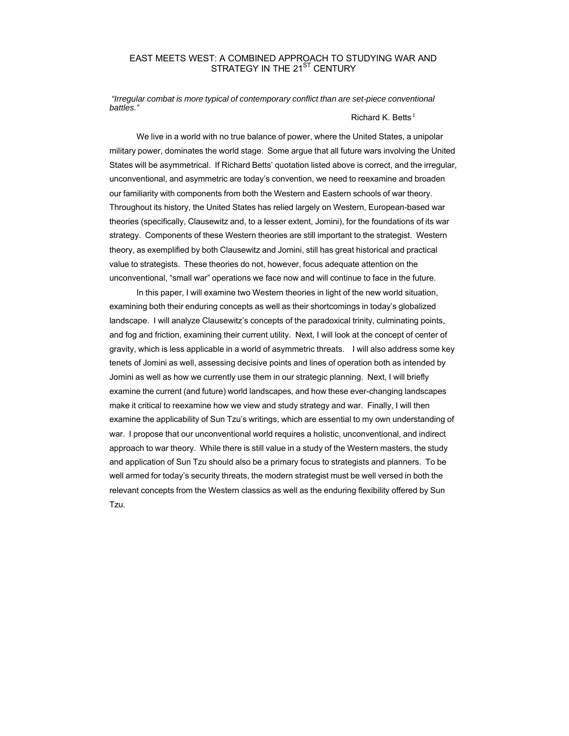# EAST MEETS WEST: A COMBINED APPROACH TO STUDYING WAR AND STRATEGY IN THE 21ST CENTURY

*"Irregular combat is more typical of contemporary conflict than are set-piece conventional battles."*

Richard K. Betts[1]

We live in a world with no true balance of power, where the United States, a unipolar military power, dominates the world stage. Some argue that all future wars involving the United States will be asymmetrical. If Richard Betts' quotation listed above is correct, and the irregular, unconventional, and asymmetric are today's convention, we need to reexamine and broaden our familiarity with components from both the Western and Eastern schools of war theory. Throughout its history, the United States has relied largely on Western, European-based war theories (specifically, Clausewitz and, to a lesser extent, Jomini), for the foundations of its war strategy. Components of these Western theories are still important to the strategist. Western theory, as exemplified by both Clausewitz and Jomini, still has great historical and practical value to strategists. These theories do not, however, focus adequate attention on the unconventional, "small war" operations we face now and will continue to face in the future.

In this paper, I will examine two Western theories in light of the new world situation, examining both their enduring concepts as well as their shortcomings in today's globalized landscape. I will analyze Clausewitz's concepts of the paradoxical trinity, culminating points, and fog and friction, examining their current utility. Next, I will look at the concept of center of gravity, which is less applicable in a world of asymmetric threats. I will also address some key tenets of Jomini as well, assessing decisive points and lines of operation both as intended by Jomini as well as how we currently use them in our strategic planning. Next, I will briefly examine the current (and future) world landscapes, and how these ever-changing landscapes make it critical to reexamine how we view and study strategy and war. Finally, I will then examine the applicability of Sun Tzu's writings, which are essential to my own understanding of war. I propose that our unconventional world requires a holistic, unconventional, and indirect approach to war theory. While there is still value in a study of the Western masters, the study and application of Sun Tzu should also be a primary focus to strategists and planners. To be well armed for today's security threats, the modern strategist must be well versed in both the relevant concepts from the Western classics as well as the enduring flexibility offered by Sun Tzu.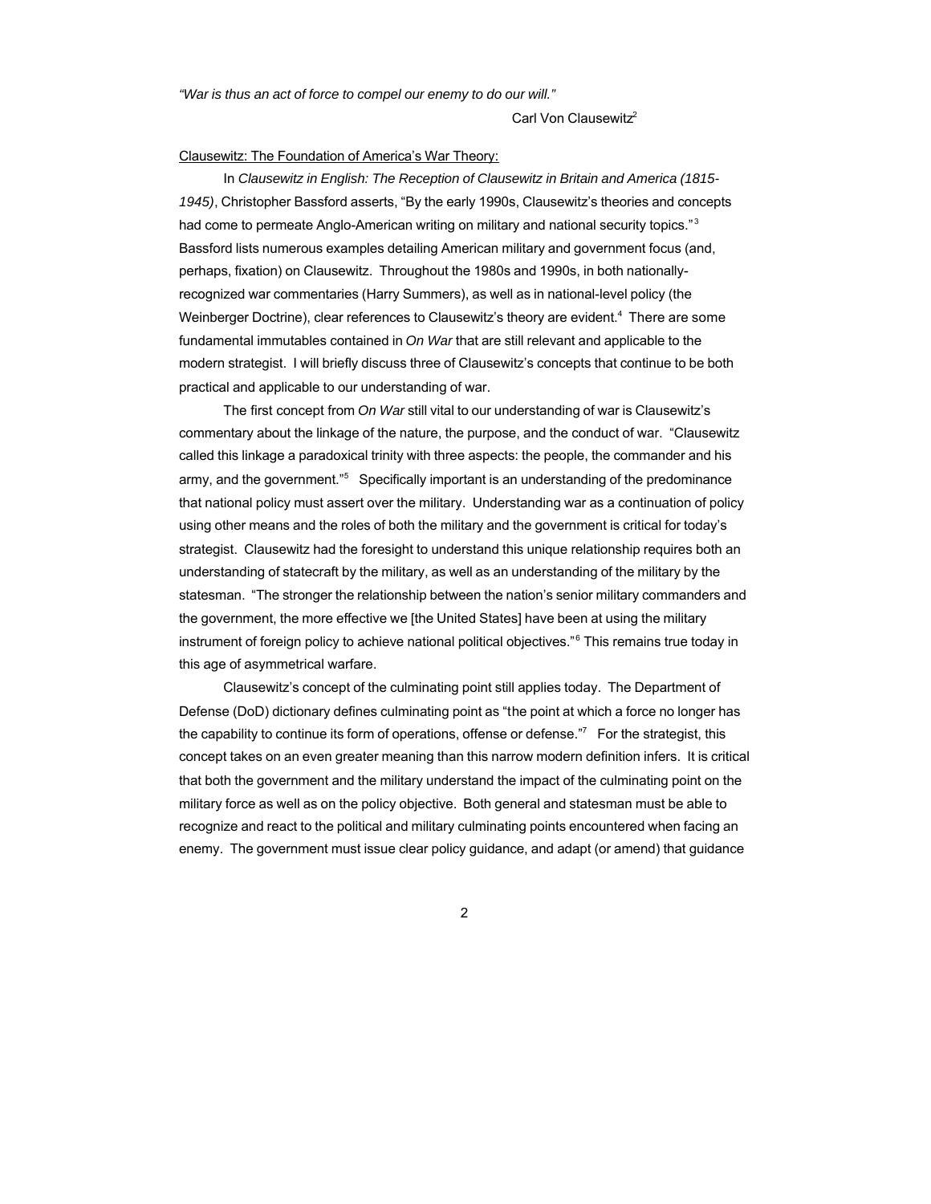*"War is thus an act of force to compel our enemy to do our will."*

Carl Von Clausewitz[2]

Clausewitz: The Foundation of America's War Theory:

In *Clausewitz in English: The Reception of Clausewitz in Britain and America (1815-1945)*, Christopher Bassford asserts, "By the early 1990s, Clausewitz's theories and concepts had come to permeate Anglo-American writing on military and national security topics."[3] Bassford lists numerous examples detailing American military and government focus (and, perhaps, fixation) on Clausewitz. Throughout the 1980s and 1990s, in both nationally-recognized war commentaries (Harry Summers), as well as in national-level policy (the Weinberger Doctrine), clear references to Clausewitz's theory are evident.[4] There are some fundamental immutables contained in *On War* that are still relevant and applicable to the modern strategist. I will briefly discuss three of Clausewitz's concepts that continue to be both practical and applicable to our understanding of war.

The first concept from *On War* still vital to our understanding of war is Clausewitz's commentary about the linkage of the nature, the purpose, and the conduct of war. "Clausewitz called this linkage a paradoxical trinity with three aspects: the people, the commander and his army, and the government."[5] Specifically important is an understanding of the predominance that national policy must assert over the military. Understanding war as a continuation of policy using other means and the roles of both the military and the government is critical for today's strategist. Clausewitz had the foresight to understand this unique relationship requires both an understanding of statecraft by the military, as well as an understanding of the military by the statesman. "The stronger the relationship between the nation's senior military commanders and the government, the more effective we [the United States] have been at using the military instrument of foreign policy to achieve national political objectives."[6] This remains true today in this age of asymmetrical warfare.

Clausewitz's concept of the culminating point still applies today. The Department of Defense (DoD) dictionary defines culminating point as "the point at which a force no longer has the capability to continue its form of operations, offense or defense."[7] For the strategist, this concept takes on an even greater meaning than this narrow modern definition infers. It is critical that both the government and the military understand the impact of the culminating point on the military force as well as on the policy objective. Both general and statesman must be able to recognize and react to the political and military culminating points encountered when facing an enemy. The government must issue clear policy guidance, and adapt (or amend) that guidance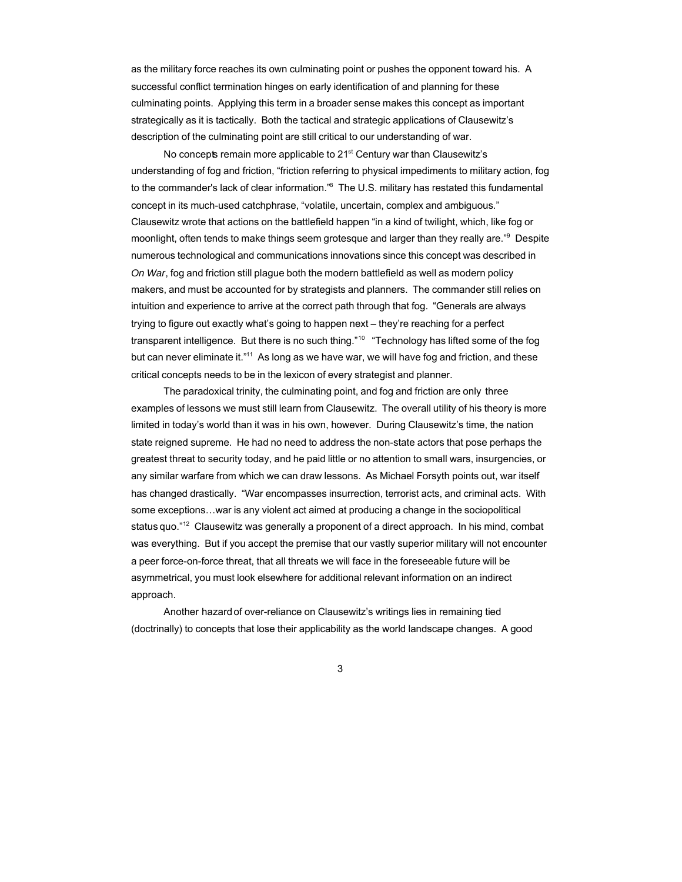as the military force reaches its own culminating point or pushes the opponent toward his. A successful conflict termination hinges on early identification of and planning for these culminating points. Applying this term in a broader sense makes this concept as important strategically as it is tactically. Both the tactical and strategic applications of Clausewitz's description of the culminating point are still critical to our understanding of war.

No concepts remain more applicable to 21st Century war than Clausewitz's understanding of fog and friction, "friction referring to physical impediments to military action, fog to the commander's lack of clear information."[8] The U.S. military has restated this fundamental concept in its much-used catchphrase, "volatile, uncertain, complex and ambiguous." Clausewitz wrote that actions on the battlefield happen "in a kind of twilight, which, like fog or moonlight, often tends to make things seem grotesque and larger than they really are."[9] Despite numerous technological and communications innovations since this concept was described in *On War*, fog and friction still plague both the modern battlefield as well as modern policy makers, and must be accounted for by strategists and planners. The commander still relies on intuition and experience to arrive at the correct path through that fog. "Generals are always trying to figure out exactly what's going to happen next – they're reaching for a perfect transparent intelligence. But there is no such thing."[10] "Technology has lifted some of the fog but can never eliminate it."[11] As long as we have war, we will have fog and friction, and these critical concepts needs to be in the lexicon of every strategist and planner.

The paradoxical trinity, the culminating point, and fog and friction are only three examples of lessons we must still learn from Clausewitz. The overall utility of his theory is more limited in today's world than it was in his own, however. During Clausewitz's time, the nation state reigned supreme. He had no need to address the non-state actors that pose perhaps the greatest threat to security today, and he paid little or no attention to small wars, insurgencies, or any similar warfare from which we can draw lessons. As Michael Forsyth points out, war itself has changed drastically. "War encompasses insurrection, terrorist acts, and criminal acts. With some exceptions…war is any violent act aimed at producing a change in the sociopolitical status quo."[12] Clausewitz was generally a proponent of a direct approach. In his mind, combat was everything. But if you accept the premise that our vastly superior military will not encounter a peer force-on-force threat, that all threats we will face in the foreseeable future will be asymmetrical, you must look elsewhere for additional relevant information on an indirect approach.

Another hazard of over-reliance on Clausewitz's writings lies in remaining tied (doctrinally) to concepts that lose their applicability as the world landscape changes. A good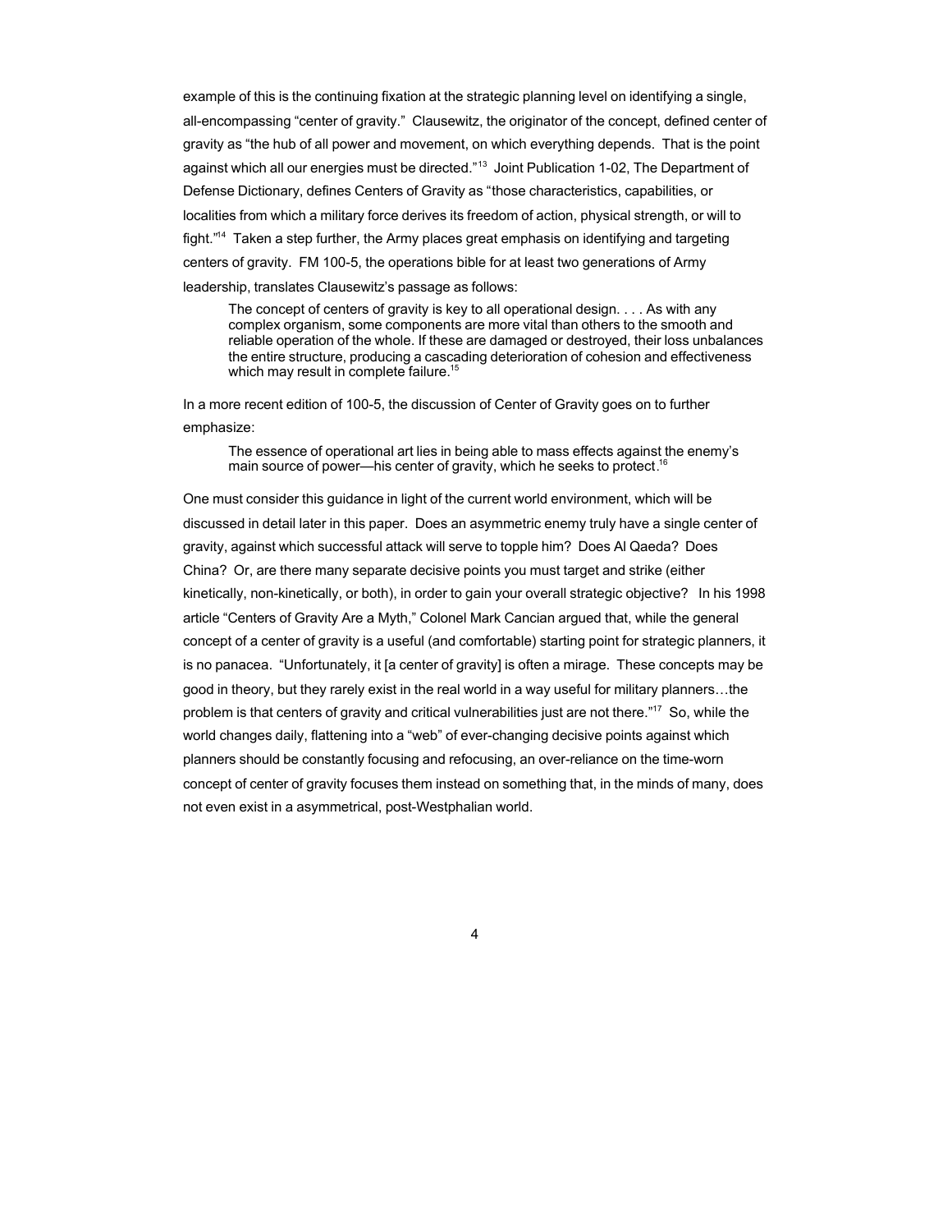example of this is the continuing fixation at the strategic planning level on identifying a single, all-encompassing "center of gravity." Clausewitz, the originator of the concept, defined center of gravity as "the hub of all power and movement, on which everything depends. That is the point against which all our energies must be directed."[13] Joint Publication 1-02, The Department of Defense Dictionary, defines Centers of Gravity as "those characteristics, capabilities, or localities from which a military force derives its freedom of action, physical strength, or will to fight."[14] Taken a step further, the Army places great emphasis on identifying and targeting centers of gravity. FM 100-5, the operations bible for at least two generations of Army leadership, translates Clausewitz's passage as follows:

> The concept of centers of gravity is key to all operational design. . . . As with any complex organism, some components are more vital than others to the smooth and reliable operation of the whole. If these are damaged or destroyed, their loss unbalances the entire structure, producing a cascading deterioration of cohesion and effectiveness which may result in complete failure.[15]

In a more recent edition of 100-5, the discussion of Center of Gravity goes on to further emphasize:

> The essence of operational art lies in being able to mass effects against the enemy's main source of power—his center of gravity, which he seeks to protect.[16]

One must consider this guidance in light of the current world environment, which will be discussed in detail later in this paper. Does an asymmetric enemy truly have a single center of gravity, against which successful attack will serve to topple him? Does Al Qaeda? Does China? Or, are there many separate decisive points you must target and strike (either kinetically, non-kinetically, or both), in order to gain your overall strategic objective? In his 1998 article "Centers of Gravity Are a Myth," Colonel Mark Cancian argued that, while the general concept of a center of gravity is a useful (and comfortable) starting point for strategic planners, it is no panacea. "Unfortunately, it [a center of gravity] is often a mirage. These concepts may be good in theory, but they rarely exist in the real world in a way useful for military planners…the problem is that centers of gravity and critical vulnerabilities just are not there."[17] So, while the world changes daily, flattening into a "web" of ever-changing decisive points against which planners should be constantly focusing and refocusing, an over-reliance on the time-worn concept of center of gravity focuses them instead on something that, in the minds of many, does not even exist in a asymmetrical, post-Westphalian world.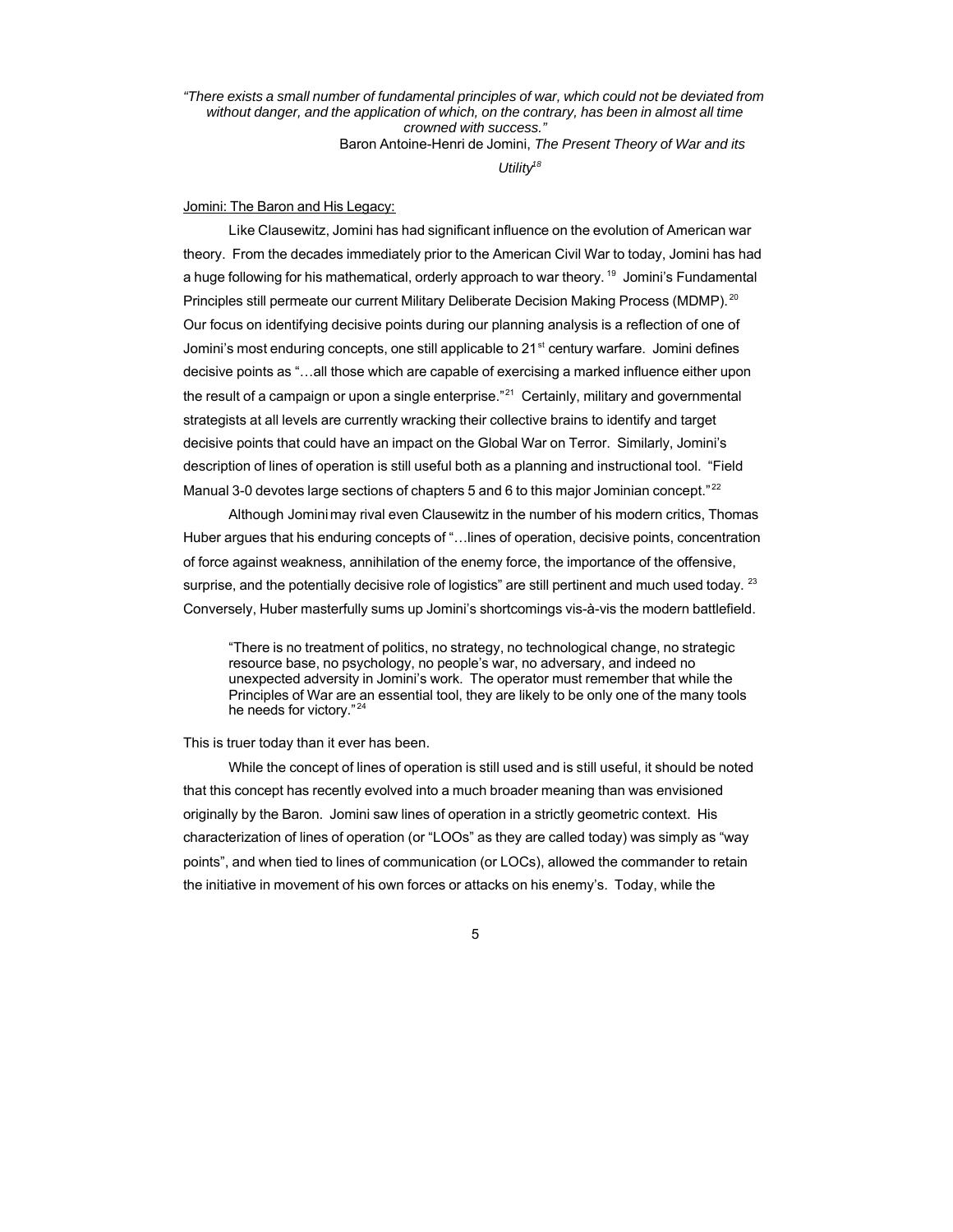*"There exists a small number of fundamental principles of war, which could not be deviated from without danger, and the application of which, on the contrary, has been in almost all time crowned with success."*

Baron Antoine-Henri de Jomini, *The Present Theory of War and its Utility*[18]

Jomini: The Baron and His Legacy:

Like Clausewitz, Jomini has had significant influence on the evolution of American war theory. From the decades immediately prior to the American Civil War to today, Jomini has had a huge following for his mathematical, orderly approach to war theory.[19] Jomini's Fundamental Principles still permeate our current Military Deliberate Decision Making Process (MDMP).[20] Our focus on identifying decisive points during our planning analysis is a reflection of one of Jomini's most enduring concepts, one still applicable to 21st century warfare. Jomini defines decisive points as "…all those which are capable of exercising a marked influence either upon the result of a campaign or upon a single enterprise."[21] Certainly, military and governmental strategists at all levels are currently wracking their collective brains to identify and target decisive points that could have an impact on the Global War on Terror. Similarly, Jomini's description of lines of operation is still useful both as a planning and instructional tool. "Field Manual 3-0 devotes large sections of chapters 5 and 6 to this major Jominian concept."[22]

Although Jomini may rival even Clausewitz in the number of his modern critics, Thomas Huber argues that his enduring concepts of "…lines of operation, decisive points, concentration of force against weakness, annihilation of the enemy force, the importance of the offensive, surprise, and the potentially decisive role of logistics" are still pertinent and much used today.[23] Conversely, Huber masterfully sums up Jomini's shortcomings vis-à-vis the modern battlefield.

> "There is no treatment of politics, no strategy, no technological change, no strategic resource base, no psychology, no people's war, no adversary, and indeed no unexpected adversity in Jomini's work. The operator must remember that while the Principles of War are an essential tool, they are likely to be only one of the many tools he needs for victory."[24]

This is truer today than it ever has been.

While the concept of lines of operation is still used and is still useful, it should be noted that this concept has recently evolved into a much broader meaning than was envisioned originally by the Baron. Jomini saw lines of operation in a strictly geometric context. His characterization of lines of operation (or "LOOs" as they are called today) was simply as "way points", and when tied to lines of communication (or LOCs), allowed the commander to retain the initiative in movement of his own forces or attacks on his enemy's. Today, while the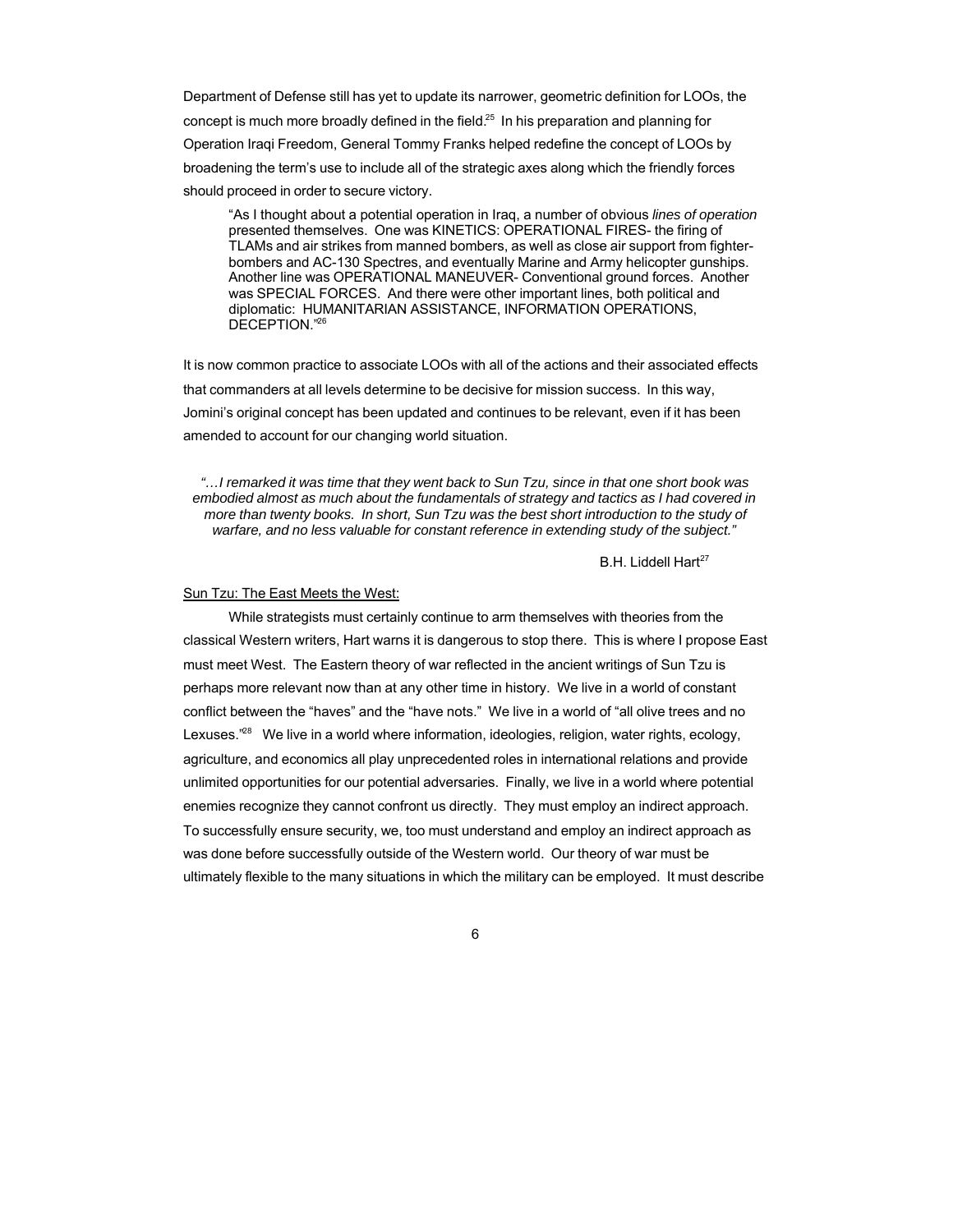Department of Defense still has yet to update its narrower, geometric definition for LOOs, the concept is much more broadly defined in the field.[25] In his preparation and planning for Operation Iraqi Freedom, General Tommy Franks helped redefine the concept of LOOs by broadening the term's use to include all of the strategic axes along which the friendly forces should proceed in order to secure victory.

> "As I thought about a potential operation in Iraq, a number of obvious *lines of operation* presented themselves. One was KINETICS: OPERATIONAL FIRES- the firing of TLAMs and air strikes from manned bombers, as well as close air support from fighter-bombers and AC-130 Spectres, and eventually Marine and Army helicopter gunships. Another line was OPERATIONAL MANEUVER- Conventional ground forces. Another was SPECIAL FORCES. And there were other important lines, both political and diplomatic: HUMANITARIAN ASSISTANCE, INFORMATION OPERATIONS, DECEPTION."[26]

It is now common practice to associate LOOs with all of the actions and their associated effects that commanders at all levels determine to be decisive for mission success. In this way, Jomini's original concept has been updated and continues to be relevant, even if it has been amended to account for our changing world situation.

> *"…I remarked it was time that they went back to Sun Tzu, since in that one short book was embodied almost as much about the fundamentals of strategy and tactics as I had covered in more than twenty books. In short, Sun Tzu was the best short introduction to the study of warfare, and no less valuable for constant reference in extending study of the subject."*
>
> B.H. Liddell Hart[27]

Sun Tzu: The East Meets the West:

While strategists must certainly continue to arm themselves with theories from the classical Western writers, Hart warns it is dangerous to stop there. This is where I propose East must meet West. The Eastern theory of war reflected in the ancient writings of Sun Tzu is perhaps more relevant now than at any other time in history. We live in a world of constant conflict between the "haves" and the "have nots." We live in a world of "all olive trees and no Lexuses."[28] We live in a world where information, ideologies, religion, water rights, ecology, agriculture, and economics all play unprecedented roles in international relations and provide unlimited opportunities for our potential adversaries. Finally, we live in a world where potential enemies recognize they cannot confront us directly. They must employ an indirect approach. To successfully ensure security, we, too must understand and employ an indirect approach as was done before successfully outside of the Western world. Our theory of war must be ultimately flexible to the many situations in which the military can be employed. It must describe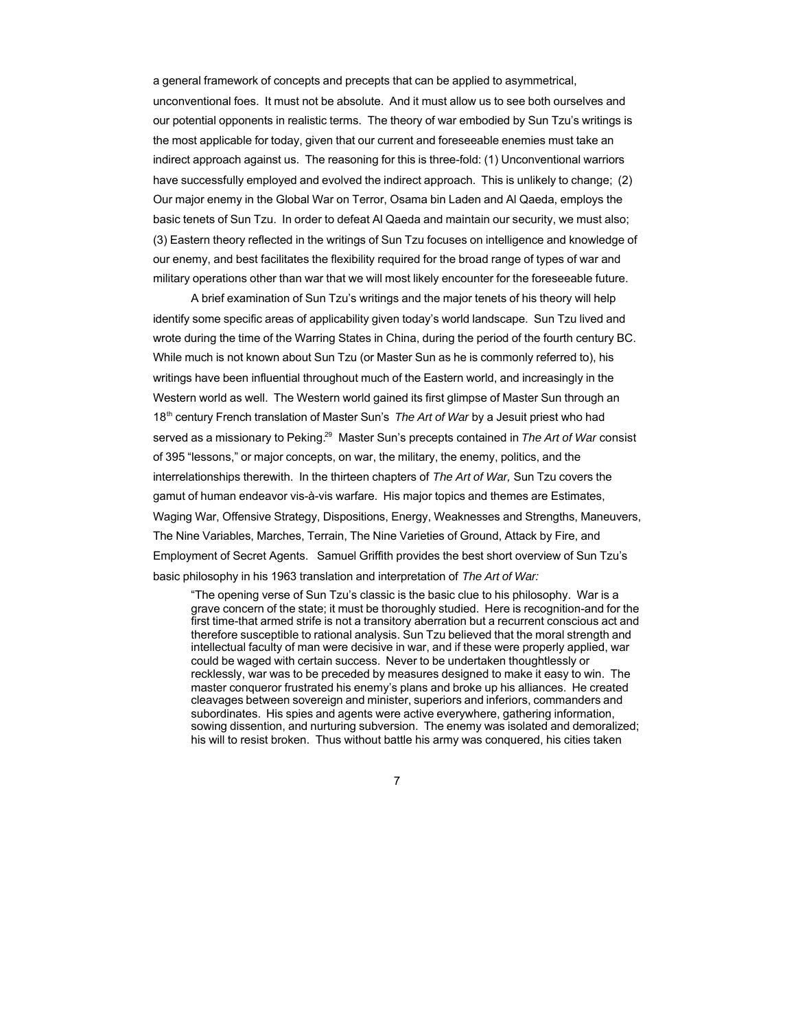a general framework of concepts and precepts that can be applied to asymmetrical, unconventional foes. It must not be absolute. And it must allow us to see both ourselves and our potential opponents in realistic terms. The theory of war embodied by Sun Tzu's writings is the most applicable for today, given that our current and foreseeable enemies must take an indirect approach against us. The reasoning for this is three-fold: (1) Unconventional warriors have successfully employed and evolved the indirect approach. This is unlikely to change; (2) Our major enemy in the Global War on Terror, Osama bin Laden and Al Qaeda, employs the basic tenets of Sun Tzu. In order to defeat Al Qaeda and maintain our security, we must also; (3) Eastern theory reflected in the writings of Sun Tzu focuses on intelligence and knowledge of our enemy, and best facilitates the flexibility required for the broad range of types of war and military operations other than war that we will most likely encounter for the foreseeable future.

A brief examination of Sun Tzu's writings and the major tenets of his theory will help identify some specific areas of applicability given today's world landscape. Sun Tzu lived and wrote during the time of the Warring States in China, during the period of the fourth century BC. While much is not known about Sun Tzu (or Master Sun as he is commonly referred to), his writings have been influential throughout much of the Eastern world, and increasingly in the Western world as well. The Western world gained its first glimpse of Master Sun through an 18th century French translation of Master Sun's *The Art of War* by a Jesuit priest who had served as a missionary to Peking.[29] Master Sun's precepts contained in *The Art of War* consist of 395 "lessons," or major concepts, on war, the military, the enemy, politics, and the interrelationships therewith. In the thirteen chapters of *The Art of War,* Sun Tzu covers the gamut of human endeavor vis-à-vis warfare. His major topics and themes are Estimates, Waging War, Offensive Strategy, Dispositions, Energy, Weaknesses and Strengths, Maneuvers, The Nine Variables, Marches, Terrain, The Nine Varieties of Ground, Attack by Fire, and Employment of Secret Agents. Samuel Griffith provides the best short overview of Sun Tzu's basic philosophy in his 1963 translation and interpretation of *The Art of War:*

> "The opening verse of Sun Tzu's classic is the basic clue to his philosophy. War is a grave concern of the state; it must be thoroughly studied. Here is recognition-and for the first time-that armed strife is not a transitory aberration but a recurrent conscious act and therefore susceptible to rational analysis. Sun Tzu believed that the moral strength and intellectual faculty of man were decisive in war, and if these were properly applied, war could be waged with certain success. Never to be undertaken thoughtlessly or recklessly, war was to be preceded by measures designed to make it easy to win. The master conqueror frustrated his enemy's plans and broke up his alliances. He created cleavages between sovereign and minister, superiors and inferiors, commanders and subordinates. His spies and agents were active everywhere, gathering information, sowing dissention, and nurturing subversion. The enemy was isolated and demoralized; his will to resist broken. Thus without battle his army was conquered, his cities taken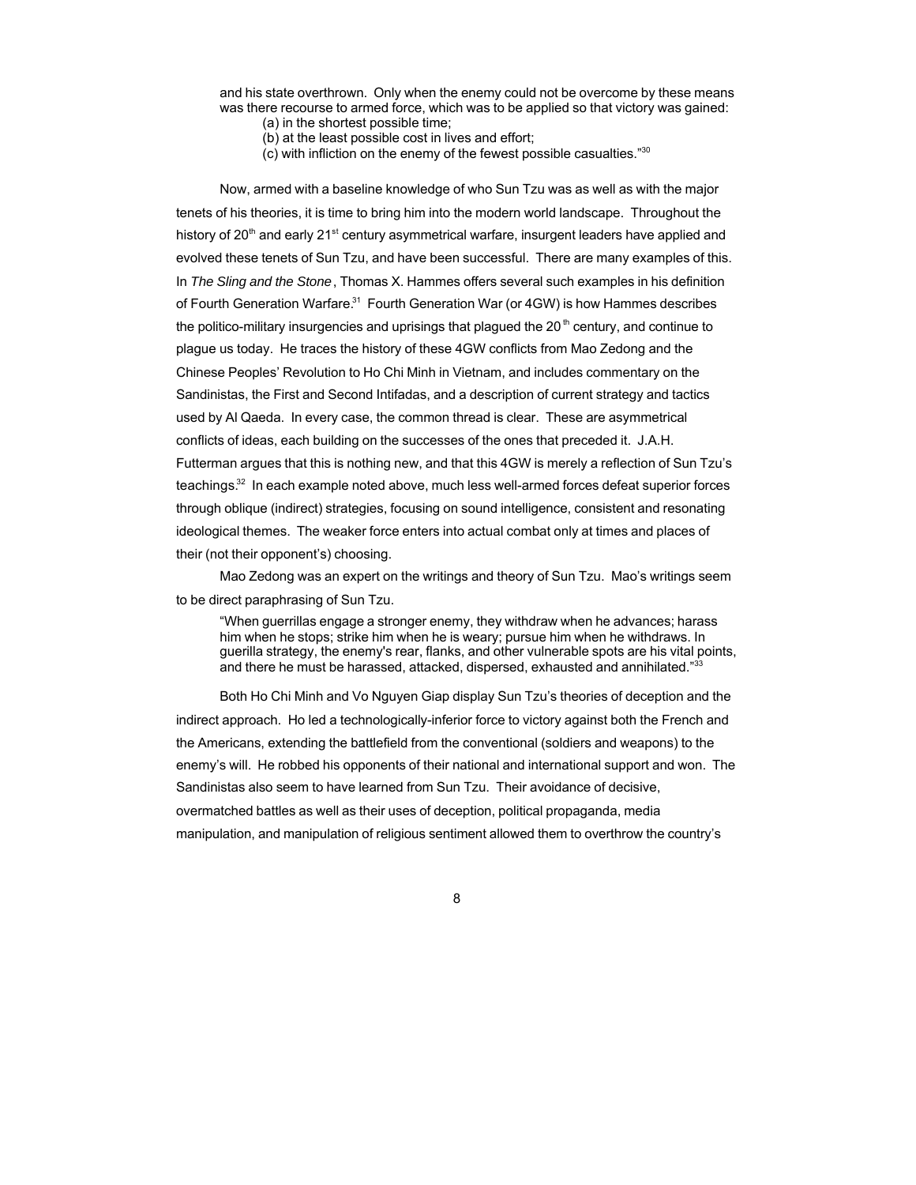> and his state overthrown. Only when the enemy could not be overcome by these means was there recourse to armed force, which was to be applied so that victory was gained:
>
> (a) in the shortest possible time;
>
> (b) at the least possible cost in lives and effort;
>
> (c) with infliction on the enemy of the fewest possible casualties."[30]

Now, armed with a baseline knowledge of who Sun Tzu was as well as with the major tenets of his theories, it is time to bring him into the modern world landscape. Throughout the history of 20th and early 21st century asymmetrical warfare, insurgent leaders have applied and evolved these tenets of Sun Tzu, and have been successful. There are many examples of this. In *The Sling and the Stone*, Thomas X. Hammes offers several such examples in his definition of Fourth Generation Warfare.[31] Fourth Generation War (or 4GW) is how Hammes describes the politico-military insurgencies and uprisings that plagued the 20th century, and continue to plague us today. He traces the history of these 4GW conflicts from Mao Zedong and the Chinese Peoples' Revolution to Ho Chi Minh in Vietnam, and includes commentary on the Sandinistas, the First and Second Intifadas, and a description of current strategy and tactics used by Al Qaeda. In every case, the common thread is clear. These are asymmetrical conflicts of ideas, each building on the successes of the ones that preceded it. J.A.H. Futterman argues that this is nothing new, and that this 4GW is merely a reflection of Sun Tzu's teachings.[32] In each example noted above, much less well-armed forces defeat superior forces through oblique (indirect) strategies, focusing on sound intelligence, consistent and resonating ideological themes. The weaker force enters into actual combat only at times and places of their (not their opponent's) choosing.

Mao Zedong was an expert on the writings and theory of Sun Tzu. Mao's writings seem to be direct paraphrasing of Sun Tzu.

> "When guerrillas engage a stronger enemy, they withdraw when he advances; harass him when he stops; strike him when he is weary; pursue him when he withdraws. In guerilla strategy, the enemy's rear, flanks, and other vulnerable spots are his vital points, and there he must be harassed, attacked, dispersed, exhausted and annihilated."[33]

Both Ho Chi Minh and Vo Nguyen Giap display Sun Tzu's theories of deception and the indirect approach. Ho led a technologically-inferior force to victory against both the French and the Americans, extending the battlefield from the conventional (soldiers and weapons) to the enemy's will. He robbed his opponents of their national and international support and won. The Sandinistas also seem to have learned from Sun Tzu. Their avoidance of decisive, overmatched battles as well as their uses of deception, political propaganda, media manipulation, and manipulation of religious sentiment allowed them to overthrow the country's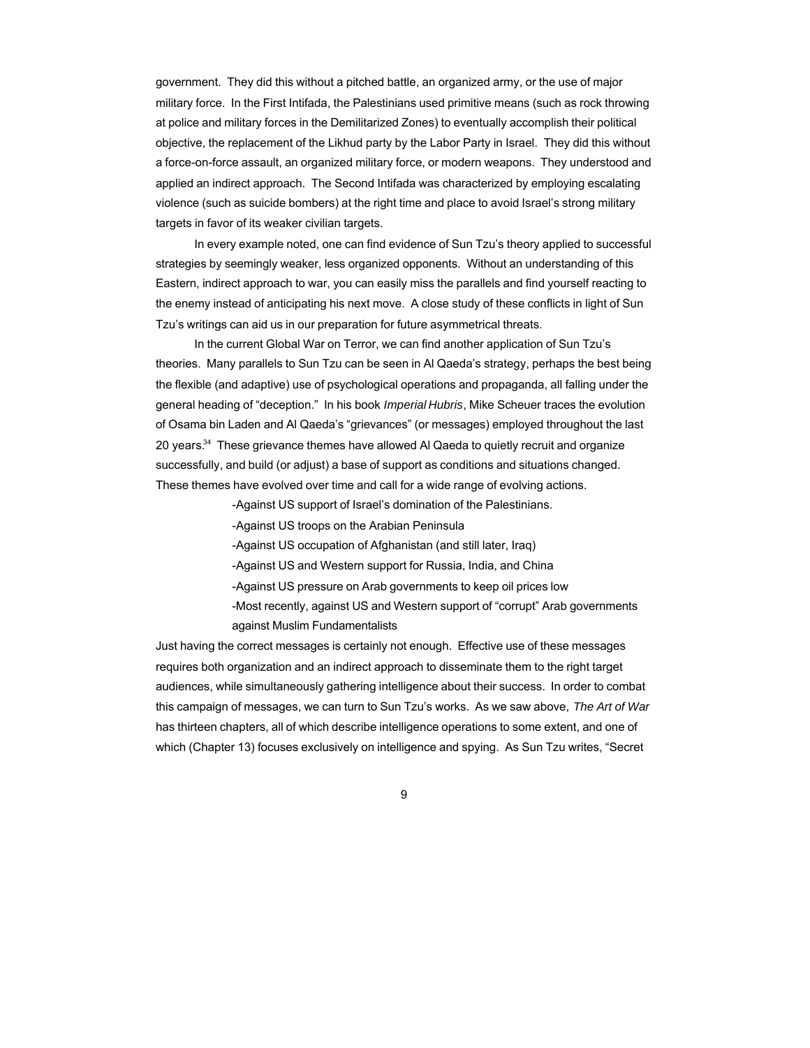government. They did this without a pitched battle, an organized army, or the use of major military force. In the First Intifada, the Palestinians used primitive means (such as rock throwing at police and military forces in the Demilitarized Zones) to eventually accomplish their political objective, the replacement of the Likhud party by the Labor Party in Israel. They did this without a force-on-force assault, an organized military force, or modern weapons. They understood and applied an indirect approach. The Second Intifada was characterized by employing escalating violence (such as suicide bombers) at the right time and place to avoid Israel's strong military targets in favor of its weaker civilian targets.

In every example noted, one can find evidence of Sun Tzu's theory applied to successful strategies by seemingly weaker, less organized opponents. Without an understanding of this Eastern, indirect approach to war, you can easily miss the parallels and find yourself reacting to the enemy instead of anticipating his next move. A close study of these conflicts in light of Sun Tzu's writings can aid us in our preparation for future asymmetrical threats.

In the current Global War on Terror, we can find another application of Sun Tzu's theories. Many parallels to Sun Tzu can be seen in Al Qaeda's strategy, perhaps the best being the flexible (and adaptive) use of psychological operations and propaganda, all falling under the general heading of "deception." In his book *Imperial Hubris*, Mike Scheuer traces the evolution of Osama bin Laden and Al Qaeda's "grievances" (or messages) employed throughout the last 20 years.[34] These grievance themes have allowed Al Qaeda to quietly recruit and organize successfully, and build (or adjust) a base of support as conditions and situations changed. These themes have evolved over time and call for a wide range of evolving actions.

- Against US support of Israel's domination of the Palestinians.
- Against US troops on the Arabian Peninsula
- Against US occupation of Afghanistan (and still later, Iraq)
- Against US and Western support for Russia, India, and China
- Against US pressure on Arab governments to keep oil prices low
- Most recently, against US and Western support of "corrupt" Arab governments against Muslim Fundamentalists

Just having the correct messages is certainly not enough. Effective use of these messages requires both organization and an indirect approach to disseminate them to the right target audiences, while simultaneously gathering intelligence about their success. In order to combat this campaign of messages, we can turn to Sun Tzu's works. As we saw above, *The Art of War* has thirteen chapters, all of which describe intelligence operations to some extent, and one of which (Chapter 13) focuses exclusively on intelligence and spying. As Sun Tzu writes, "Secret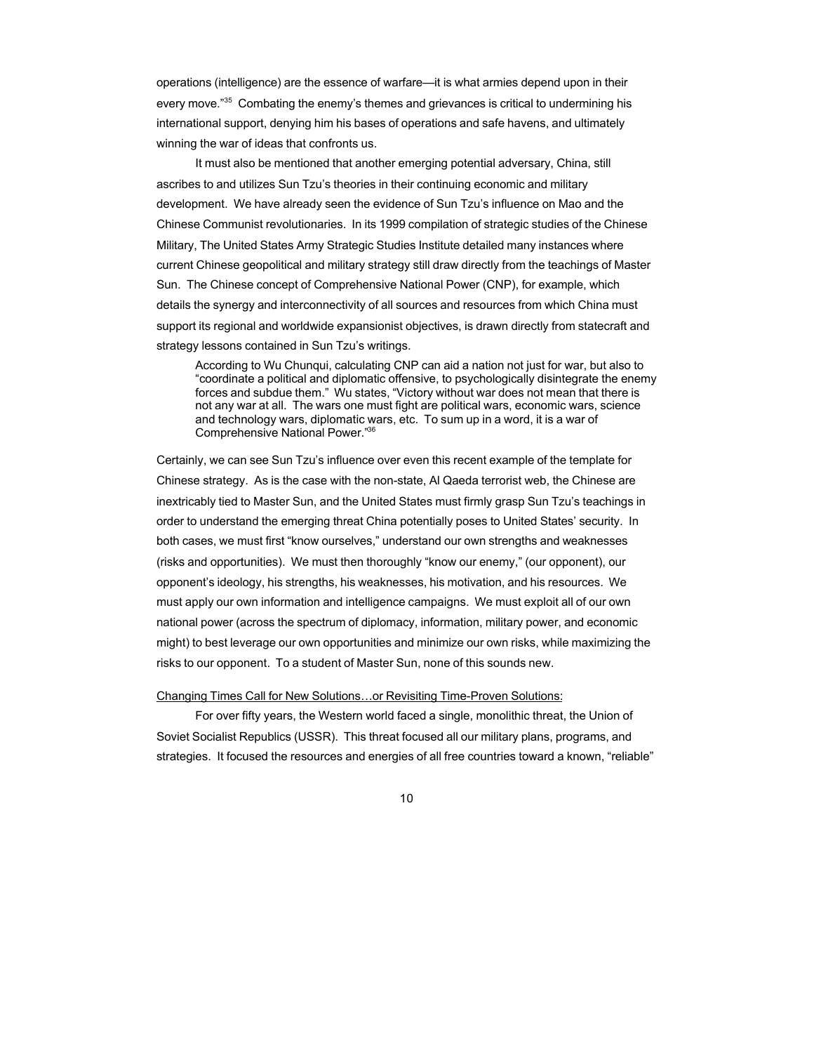operations (intelligence) are the essence of warfare—it is what armies depend upon in their every move."[35] Combating the enemy's themes and grievances is critical to undermining his international support, denying him his bases of operations and safe havens, and ultimately winning the war of ideas that confronts us.

It must also be mentioned that another emerging potential adversary, China, still ascribes to and utilizes Sun Tzu's theories in their continuing economic and military development. We have already seen the evidence of Sun Tzu's influence on Mao and the Chinese Communist revolutionaries. In its 1999 compilation of strategic studies of the Chinese Military, The United States Army Strategic Studies Institute detailed many instances where current Chinese geopolitical and military strategy still draw directly from the teachings of Master Sun. The Chinese concept of Comprehensive National Power (CNP), for example, which details the synergy and interconnectivity of all sources and resources from which China must support its regional and worldwide expansionist objectives, is drawn directly from statecraft and strategy lessons contained in Sun Tzu's writings.

> According to Wu Chunqui, calculating CNP can aid a nation not just for war, but also to "coordinate a political and diplomatic offensive, to psychologically disintegrate the enemy forces and subdue them." Wu states, "Victory without war does not mean that there is not any war at all. The wars one must fight are political wars, economic wars, science and technology wars, diplomatic wars, etc. To sum up in a word, it is a war of Comprehensive National Power."[36]

Certainly, we can see Sun Tzu's influence over even this recent example of the template for Chinese strategy. As is the case with the non-state, Al Qaeda terrorist web, the Chinese are inextricably tied to Master Sun, and the United States must firmly grasp Sun Tzu's teachings in order to understand the emerging threat China potentially poses to United States' security. In both cases, we must first "know ourselves," understand our own strengths and weaknesses (risks and opportunities). We must then thoroughly "know our enemy," (our opponent), our opponent's ideology, his strengths, his weaknesses, his motivation, and his resources. We must apply our own information and intelligence campaigns. We must exploit all of our own national power (across the spectrum of diplomacy, information, military power, and economic might) to best leverage our own opportunities and minimize our own risks, while maximizing the risks to our opponent. To a student of Master Sun, none of this sounds new.

<u>Changing Times Call for New Solutions…or Revisiting Time-Proven Solutions:</u>

For over fifty years, the Western world faced a single, monolithic threat, the Union of Soviet Socialist Republics (USSR). This threat focused all our military plans, programs, and strategies. It focused the resources and energies of all free countries toward a known, "reliable"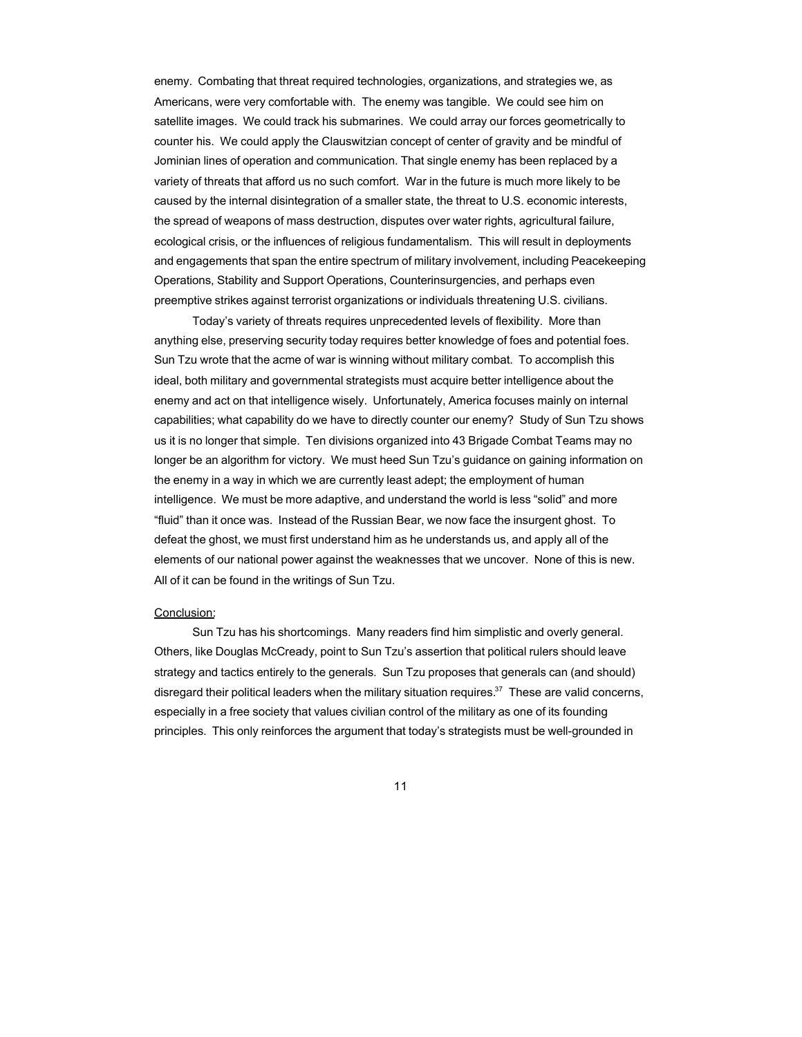enemy. Combating that threat required technologies, organizations, and strategies we, as Americans, were very comfortable with. The enemy was tangible. We could see him on satellite images. We could track his submarines. We could array our forces geometrically to counter his. We could apply the Clauswitzian concept of center of gravity and be mindful of Jominian lines of operation and communication. That single enemy has been replaced by a variety of threats that afford us no such comfort. War in the future is much more likely to be caused by the internal disintegration of a smaller state, the threat to U.S. economic interests, the spread of weapons of mass destruction, disputes over water rights, agricultural failure, ecological crisis, or the influences of religious fundamentalism. This will result in deployments and engagements that span the entire spectrum of military involvement, including Peacekeeping Operations, Stability and Support Operations, Counterinsurgencies, and perhaps even preemptive strikes against terrorist organizations or individuals threatening U.S. civilians.

Today's variety of threats requires unprecedented levels of flexibility. More than anything else, preserving security today requires better knowledge of foes and potential foes. Sun Tzu wrote that the acme of war is winning without military combat. To accomplish this ideal, both military and governmental strategists must acquire better intelligence about the enemy and act on that intelligence wisely. Unfortunately, America focuses mainly on internal capabilities; what capability do we have to directly counter our enemy? Study of Sun Tzu shows us it is no longer that simple. Ten divisions organized into 43 Brigade Combat Teams may no longer be an algorithm for victory. We must heed Sun Tzu's guidance on gaining information on the enemy in a way in which we are currently least adept; the employment of human intelligence. We must be more adaptive, and understand the world is less "solid" and more "fluid" than it once was. Instead of the Russian Bear, we now face the insurgent ghost. To defeat the ghost, we must first understand him as he understands us, and apply all of the elements of our national power against the weaknesses that we uncover. None of this is new. All of it can be found in the writings of Sun Tzu.

## Conclusion:

Sun Tzu has his shortcomings. Many readers find him simplistic and overly general. Others, like Douglas McCready, point to Sun Tzu's assertion that political rulers should leave strategy and tactics entirely to the generals. Sun Tzu proposes that generals can (and should) disregard their political leaders when the military situation requires.[37] These are valid concerns, especially in a free society that values civilian control of the military as one of its founding principles. This only reinforces the argument that today's strategists must be well-grounded in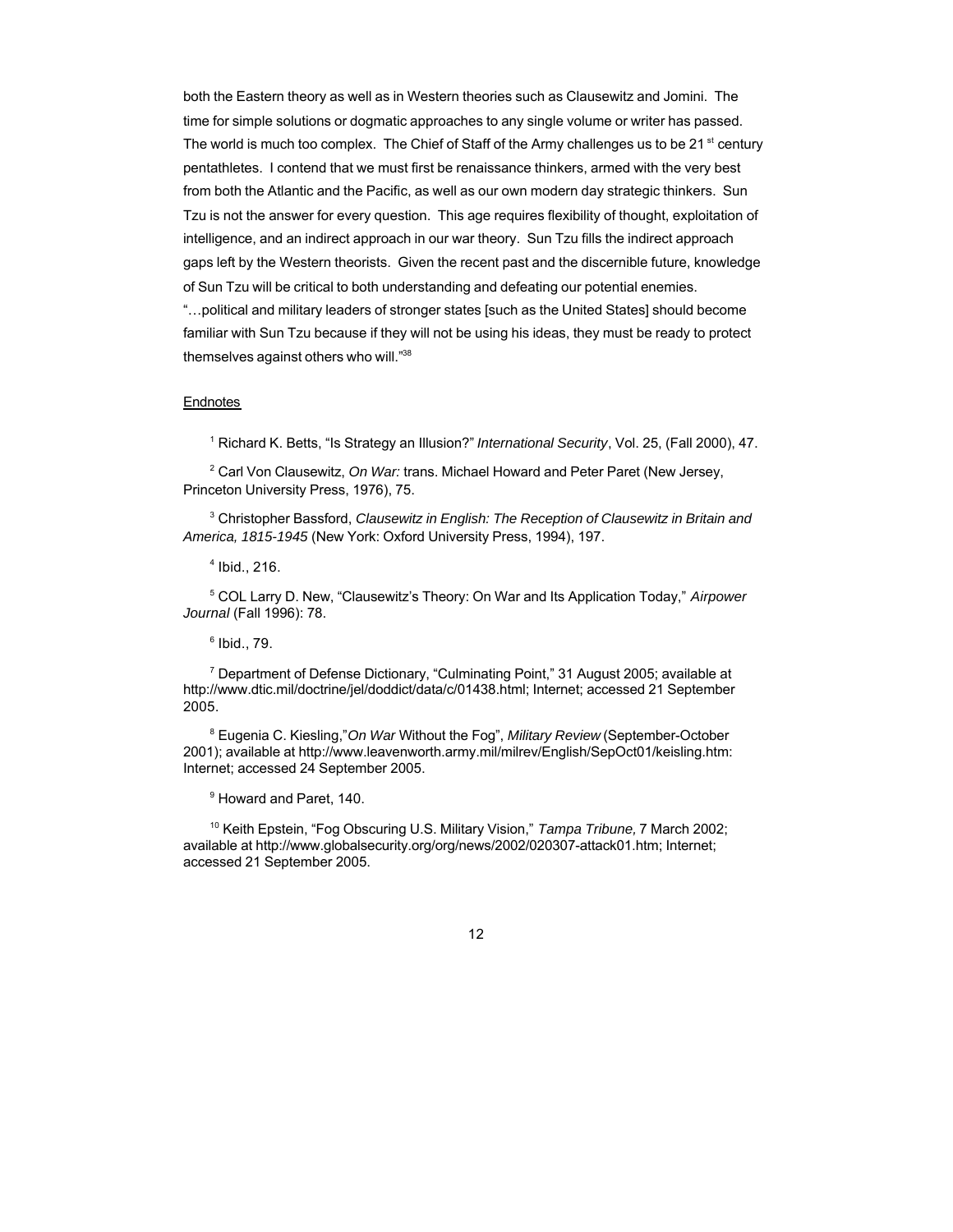both the Eastern theory as well as in Western theories such as Clausewitz and Jomini. The time for simple solutions or dogmatic approaches to any single volume or writer has passed. The world is much too complex. The Chief of Staff of the Army challenges us to be 21$^{st}$ century pentathletes. I contend that we must first be renaissance thinkers, armed with the very best from both the Atlantic and the Pacific, as well as our own modern day strategic thinkers. Sun Tzu is not the answer for every question. This age requires flexibility of thought, exploitation of intelligence, and an indirect approach in our war theory. Sun Tzu fills the indirect approach gaps left by the Western theorists. Given the recent past and the discernible future, knowledge of Sun Tzu will be critical to both understanding and defeating our potential enemies. "…political and military leaders of stronger states [such as the United States] should become familiar with Sun Tzu because if they will not be using his ideas, they must be ready to protect themselves against others who will."[38]

## Endnotes

[1] Richard K. Betts, "Is Strategy an Illusion?" *International Security*, Vol. 25, (Fall 2000), 47.

[2] Carl Von Clausewitz, *On War:* trans. Michael Howard and Peter Paret (New Jersey, Princeton University Press, 1976), 75.

[3] Christopher Bassford, *Clausewitz in English: The Reception of Clausewitz in Britain and America, 1815-1945* (New York: Oxford University Press, 1994), 197.

[4] Ibid., 216.

[5] COL Larry D. New, "Clausewitz's Theory: On War and Its Application Today," *Airpower Journal* (Fall 1996): 78.

[6] Ibid., 79.

[7] Department of Defense Dictionary, "Culminating Point," 31 August 2005; available at http://www.dtic.mil/doctrine/jel/doddict/data/c/01438.html; Internet; accessed 21 September 2005.

[8] Eugenia C. Kiesling,"*On War* Without the Fog", *Military Review* (September-October 2001); available at http://www.leavenworth.army.mil/milrev/English/SepOct01/keisling.htm: Internet; accessed 24 September 2005.

[9] Howard and Paret, 140.

[10] Keith Epstein, "Fog Obscuring U.S. Military Vision," *Tampa Tribune,* 7 March 2002; available at http://www.globalsecurity.org/org/news/2002/020307-attack01.htm; Internet; accessed 21 September 2005.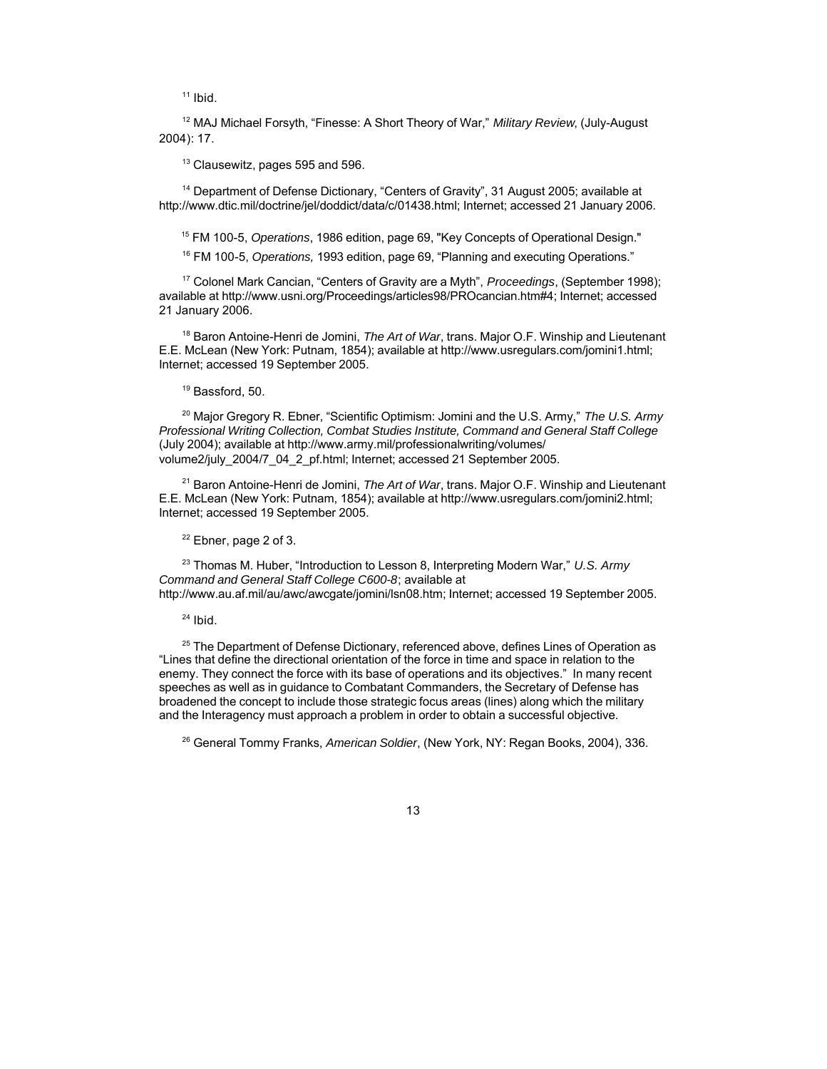[11] Ibid.

[12] MAJ Michael Forsyth, "Finesse: A Short Theory of War," *Military Review*, (July-August 2004): 17.

[13] Clausewitz, pages 595 and 596.

[14] Department of Defense Dictionary, "Centers of Gravity", 31 August 2005; available at http://www.dtic.mil/doctrine/jel/doddict/data/c/01438.html; Internet; accessed 21 January 2006.

[15] FM 100-5, *Operations*, 1986 edition, page 69, "Key Concepts of Operational Design."

[16] FM 100-5, *Operations,* 1993 edition, page 69, "Planning and executing Operations."

[17] Colonel Mark Cancian, "Centers of Gravity are a Myth", *Proceedings*, (September 1998); available at http://www.usni.org/Proceedings/articles98/PROcancian.htm#4; Internet; accessed 21 January 2006.

[18] Baron Antoine-Henri de Jomini, *The Art of War*, trans. Major O.F. Winship and Lieutenant E.E. McLean (New York: Putnam, 1854); available at http://www.usregulars.com/jomini1.html; Internet; accessed 19 September 2005.

[19] Bassford, 50.

[20] Major Gregory R. Ebner, "Scientific Optimism: Jomini and the U.S. Army," *The U.S. Army Professional Writing Collection, Combat Studies Institute, Command and General Staff College* (July 2004); available at http://www.army.mil/professionalwriting/volumes/volume2/july_2004/7_04_2_pf.html; Internet; accessed 21 September 2005.

[21] Baron Antoine-Henri de Jomini, *The Art of War*, trans. Major O.F. Winship and Lieutenant E.E. McLean (New York: Putnam, 1854); available at http://www.usregulars.com/jomini2.html; Internet; accessed 19 September 2005.

[22] Ebner, page 2 of 3.

[23] Thomas M. Huber, "Introduction to Lesson 8, Interpreting Modern War," *U.S. Army Command and General Staff College C600-8*; available at http://www.au.af.mil/au/awc/awcgate/jomini/lsn08.htm; Internet; accessed 19 September 2005.

[24] Ibid.

[25] The Department of Defense Dictionary, referenced above, defines Lines of Operation as "Lines that define the directional orientation of the force in time and space in relation to the enemy. They connect the force with its base of operations and its objectives." In many recent speeches as well as in guidance to Combatant Commanders, the Secretary of Defense has broadened the concept to include those strategic focus areas (lines) along which the military and the Interagency must approach a problem in order to obtain a successful objective.

[26] General Tommy Franks, *American Soldier*, (New York, NY: Regan Books, 2004), 336.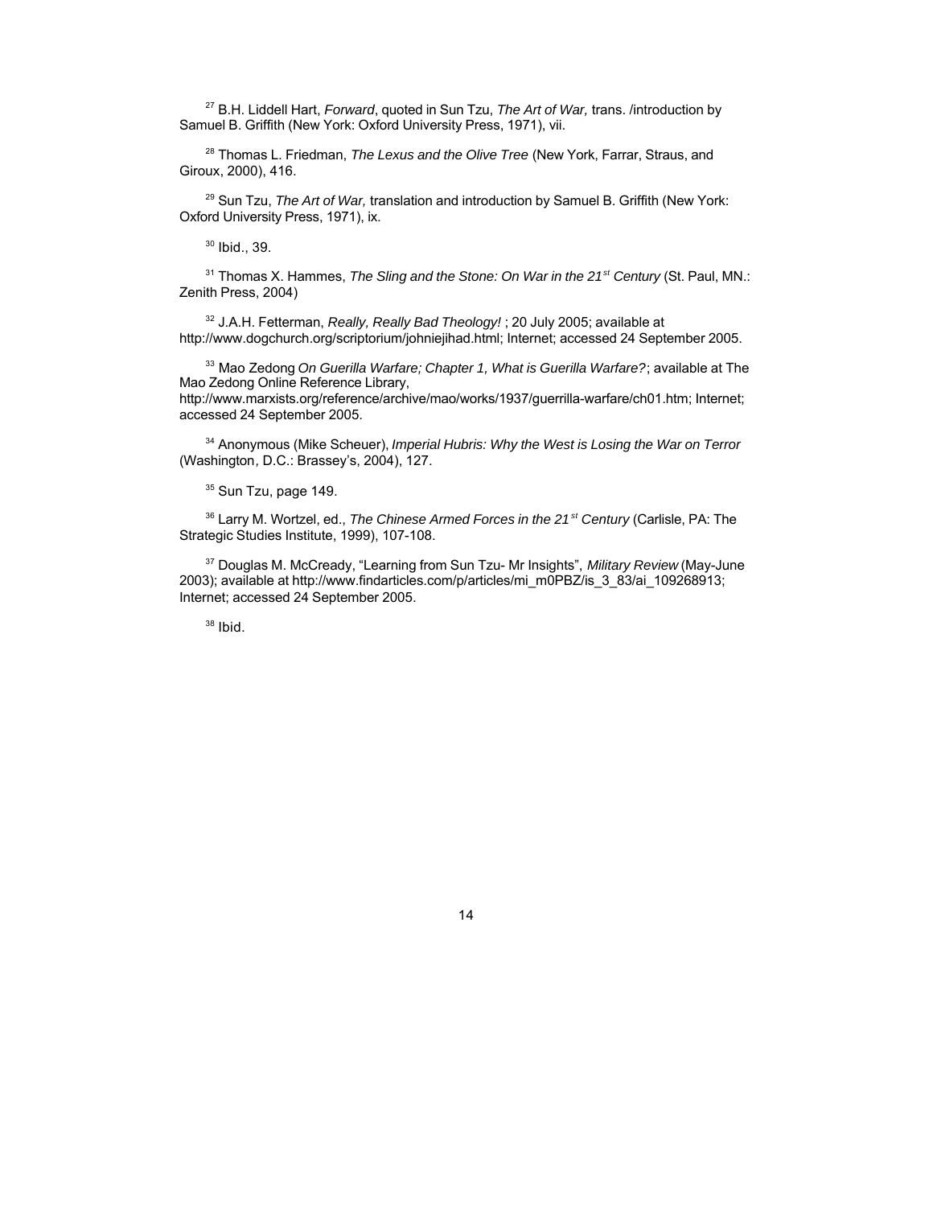[27] B.H. Liddell Hart, *Forward*, quoted in Sun Tzu, *The Art of War,* trans. /introduction by Samuel B. Griffith (New York: Oxford University Press, 1971), vii.

[28] Thomas L. Friedman, *The Lexus and the Olive Tree* (New York, Farrar, Straus, and Giroux, 2000), 416.

[29] Sun Tzu, *The Art of War,* translation and introduction by Samuel B. Griffith (New York: Oxford University Press, 1971), ix.

[30] Ibid., 39.

[31] Thomas X. Hammes, *The Sling and the Stone: On War in the 21st Century* (St. Paul, MN.: Zenith Press, 2004)

[32] J.A.H. Fetterman, *Really, Really Bad Theology!* ; 20 July 2005; available at http://www.dogchurch.org/scriptorium/johniejihad.html; Internet; accessed 24 September 2005.

[33] Mao Zedong *On Guerilla Warfare; Chapter 1, What is Guerilla Warfare?*; available at The Mao Zedong Online Reference Library, http://www.marxists.org/reference/archive/mao/works/1937/guerrilla-warfare/ch01.htm; Internet; accessed 24 September 2005.

[34] Anonymous (Mike Scheuer), *Imperial Hubris: Why the West is Losing the War on Terror* (Washington, D.C.: Brassey's, 2004), 127.

[35] Sun Tzu, page 149.

[36] Larry M. Wortzel, ed., *The Chinese Armed Forces in the 21st Century* (Carlisle, PA: The Strategic Studies Institute, 1999), 107-108.

[37] Douglas M. McCready, "Learning from Sun Tzu- Mr Insights", *Military Review* (May-June 2003); available at http://www.findarticles.com/p/articles/mi_m0PBZ/is_3_83/ai_109268913; Internet; accessed 24 September 2005.

[38] Ibid.